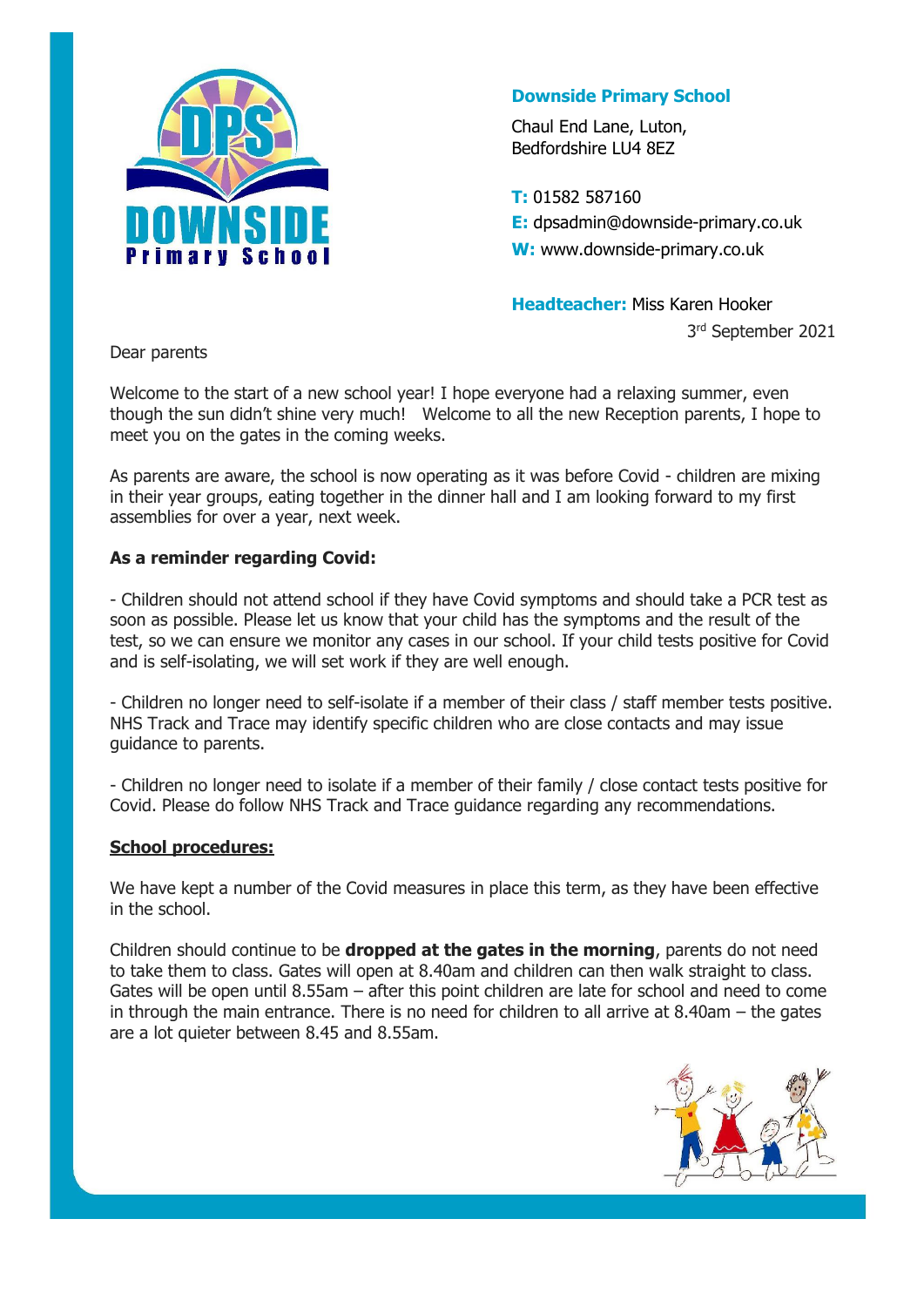**Downside Primary School**

Chaul End Lane, Luton,
Bedfordshire LU4 8EZ

**T:** 01582 587160
**E:** dpsadmin@downside-primary.co.uk
**W:** www.downside-primary.co.uk

**Headteacher:** Miss Karen Hooker

3rd September 2021

Dear parents

Welcome to the start of a new school year! I hope everyone had a relaxing summer, even though the sun didn't shine very much! Welcome to all the new Reception parents, I hope to meet you on the gates in the coming weeks.

As parents are aware, the school is now operating as it was before Covid - children are mixing in their year groups, eating together in the dinner hall and I am looking forward to my first assemblies for over a year, next week.

**As a reminder regarding Covid:**

- Children should not attend school if they have Covid symptoms and should take a PCR test as soon as possible. Please let us know that your child has the symptoms and the result of the test, so we can ensure we monitor any cases in our school. If your child tests positive for Covid and is self-isolating, we will set work if they are well enough.

- Children no longer need to self-isolate if a member of their class / staff member tests positive. NHS Track and Trace may identify specific children who are close contacts and may issue guidance to parents.

- Children no longer need to isolate if a member of their family / close contact tests positive for Covid. Please do follow NHS Track and Trace guidance regarding any recommendations.

**School procedures:**

We have kept a number of the Covid measures in place this term, as they have been effective in the school.

Children should continue to be **dropped at the gates in the morning**, parents do not need to take them to class. Gates will open at 8.40am and children can then walk straight to class. Gates will be open until 8.55am – after this point children are late for school and need to come in through the main entrance. There is no need for children to all arrive at 8.40am – the gates are a lot quieter between 8.45 and 8.55am.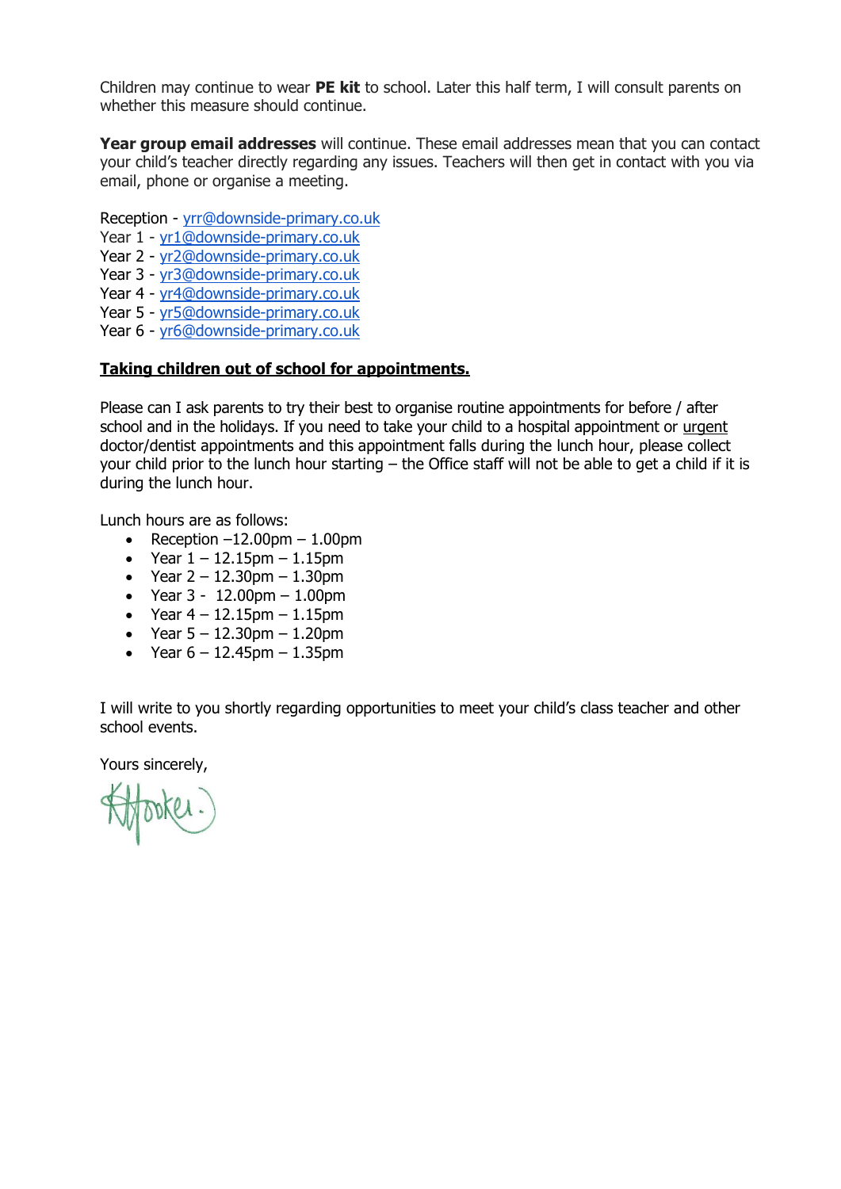Children may continue to wear **PE kit** to school. Later this half term, I will consult parents on whether this measure should continue.

**Year group email addresses** will continue. These email addresses mean that you can contact your child's teacher directly regarding any issues. Teachers will then get in contact with you via email, phone or organise a meeting.

Reception - yrr@downside-primary.co.uk
Year 1 - yr1@downside-primary.co.uk
Year 2 - yr2@downside-primary.co.uk
Year 3 - yr3@downside-primary.co.uk
Year 4 - yr4@downside-primary.co.uk
Year 5 - yr5@downside-primary.co.uk
Year 6 - yr6@downside-primary.co.uk

**Taking children out of school for appointments.**

Please can I ask parents to try their best to organise routine appointments for before / after school and in the holidays. If you need to take your child to a hospital appointment or urgent doctor/dentist appointments and this appointment falls during the lunch hour, please collect your child prior to the lunch hour starting – the Office staff will not be able to get a child if it is during the lunch hour.

Lunch hours are as follows:

- Reception –12.00pm – 1.00pm
- Year 1 – 12.15pm – 1.15pm
- Year 2 – 12.30pm – 1.30pm
- Year 3 - 12.00pm – 1.00pm
- Year 4 – 12.15pm – 1.15pm
- Year 5 – 12.30pm – 1.20pm
- Year 6 – 12.45pm – 1.35pm

I will write to you shortly regarding opportunities to meet your child's class teacher and other school events.

Yours sincerely,

K Hooker